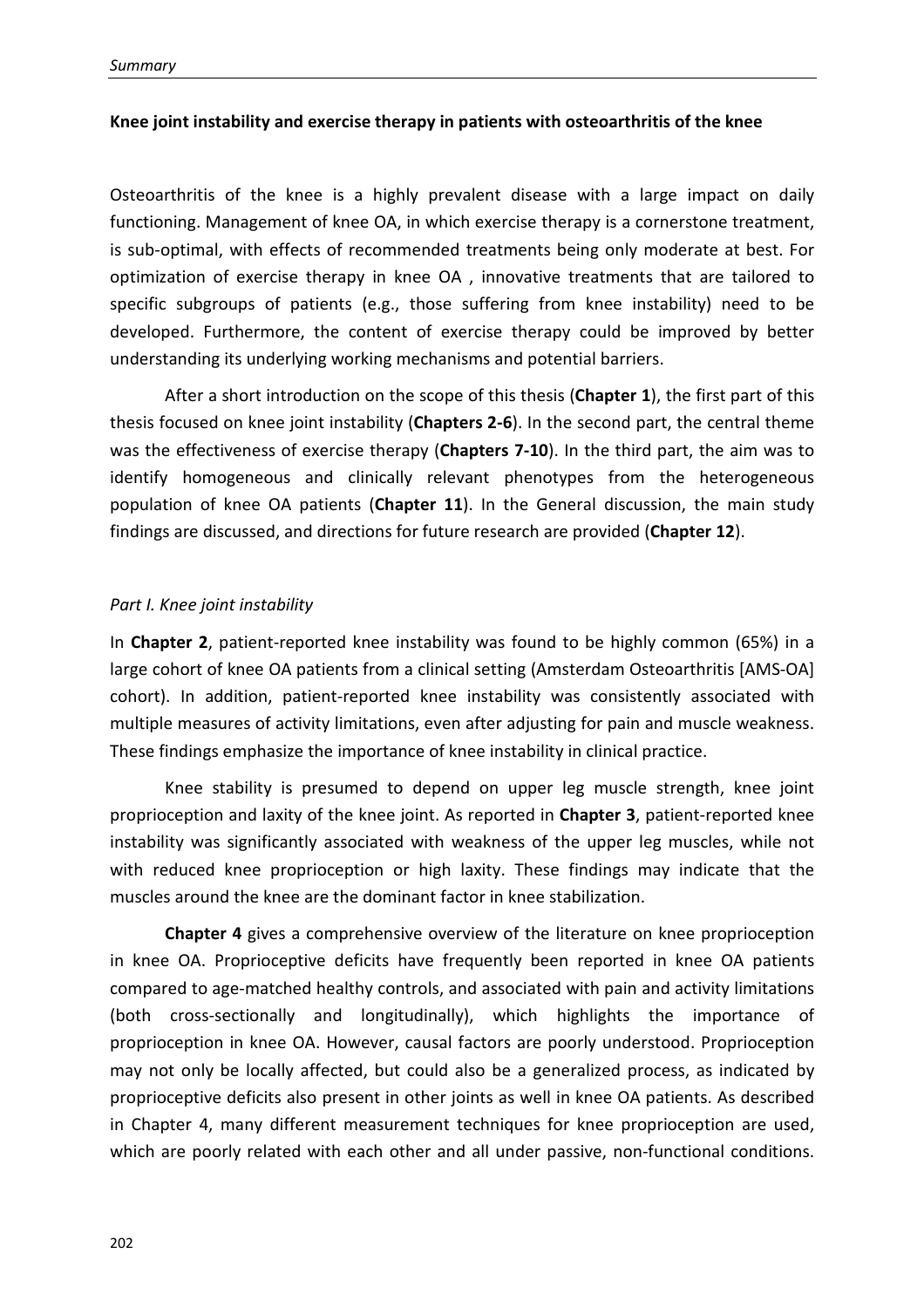## Knee joint instability and exercise therapy in patients with osteoarthritis of the knee

Osteoarthritis of the knee is a highly prevalent disease with a large impact on daily functioning. Management of knee OA, in which exercise therapy is a cornerstone treatment, is sub-optimal, with effects of recommended treatments being only moderate at best. For optimization of exercise therapy in knee OA , innovative treatments that are tailored to specific subgroups of patients (e.g., those suffering from knee instability) need to be developed. Furthermore, the content of exercise therapy could be improved by better understanding its underlying working mechanisms and potential barriers.

After a short introduction on the scope of this thesis (**Chapter 1**), the first part of this thesis focused on knee joint instability (**Chapters 2-6**). In the second part, the central theme was the effectiveness of exercise therapy (**Chapters 7-10**). In the third part, the aim was to identify homogeneous and clinically relevant phenotypes from the heterogeneous population of knee OA patients (**Chapter 11**). In the General discussion, the main study findings are discussed, and directions for future research are provided (**Chapter 12**).

*Part I. Knee joint instability*

In **Chapter 2**, patient-reported knee instability was found to be highly common (65%) in a large cohort of knee OA patients from a clinical setting (Amsterdam Osteoarthritis [AMS-OA] cohort). In addition, patient-reported knee instability was consistently associated with multiple measures of activity limitations, even after adjusting for pain and muscle weakness. These findings emphasize the importance of knee instability in clinical practice.

Knee stability is presumed to depend on upper leg muscle strength, knee joint proprioception and laxity of the knee joint. As reported in **Chapter 3**, patient-reported knee instability was significantly associated with weakness of the upper leg muscles, while not with reduced knee proprioception or high laxity. These findings may indicate that the muscles around the knee are the dominant factor in knee stabilization.

**Chapter 4** gives a comprehensive overview of the literature on knee proprioception in knee OA. Proprioceptive deficits have frequently been reported in knee OA patients compared to age-matched healthy controls, and associated with pain and activity limitations (both cross-sectionally and longitudinally), which highlights the importance of proprioception in knee OA. However, causal factors are poorly understood. Proprioception may not only be locally affected, but could also be a generalized process, as indicated by proprioceptive deficits also present in other joints as well in knee OA patients. As described in Chapter 4, many different measurement techniques for knee proprioception are used, which are poorly related with each other and all under passive, non-functional conditions.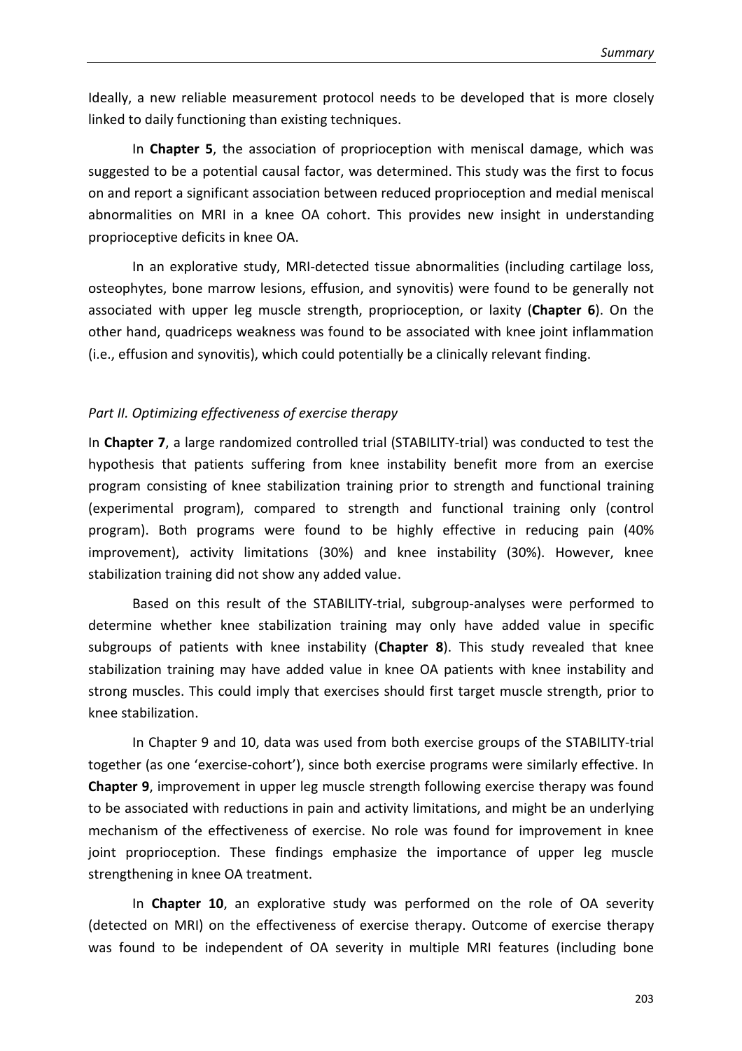Ideally, a new reliable measurement protocol needs to be developed that is more closely linked to daily functioning than existing techniques.

In **Chapter 5**, the association of proprioception with meniscal damage, which was suggested to be a potential causal factor, was determined. This study was the first to focus on and report a significant association between reduced proprioception and medial meniscal abnormalities on MRI in a knee OA cohort. This provides new insight in understanding proprioceptive deficits in knee OA.

In an explorative study, MRI-detected tissue abnormalities (including cartilage loss, osteophytes, bone marrow lesions, effusion, and synovitis) were found to be generally not associated with upper leg muscle strength, proprioception, or laxity (**Chapter 6**). On the other hand, quadriceps weakness was found to be associated with knee joint inflammation (i.e., effusion and synovitis), which could potentially be a clinically relevant finding.

*Part II. Optimizing effectiveness of exercise therapy*

In **Chapter 7**, a large randomized controlled trial (STABILITY-trial) was conducted to test the hypothesis that patients suffering from knee instability benefit more from an exercise program consisting of knee stabilization training prior to strength and functional training (experimental program), compared to strength and functional training only (control program). Both programs were found to be highly effective in reducing pain (40% improvement), activity limitations (30%) and knee instability (30%). However, knee stabilization training did not show any added value.

Based on this result of the STABILITY-trial, subgroup-analyses were performed to determine whether knee stabilization training may only have added value in specific subgroups of patients with knee instability (**Chapter 8**). This study revealed that knee stabilization training may have added value in knee OA patients with knee instability and strong muscles. This could imply that exercises should first target muscle strength, prior to knee stabilization.

In Chapter 9 and 10, data was used from both exercise groups of the STABILITY-trial together (as one 'exercise-cohort'), since both exercise programs were similarly effective. In **Chapter 9**, improvement in upper leg muscle strength following exercise therapy was found to be associated with reductions in pain and activity limitations, and might be an underlying mechanism of the effectiveness of exercise. No role was found for improvement in knee joint proprioception. These findings emphasize the importance of upper leg muscle strengthening in knee OA treatment.

In **Chapter 10**, an explorative study was performed on the role of OA severity (detected on MRI) on the effectiveness of exercise therapy. Outcome of exercise therapy was found to be independent of OA severity in multiple MRI features (including bone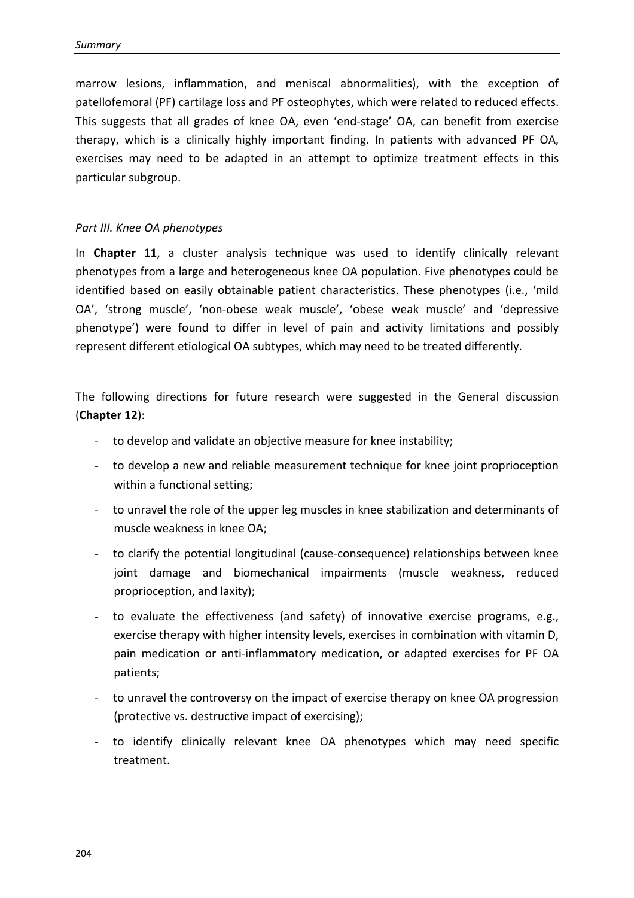marrow lesions, inflammation, and meniscal abnormalities), with the exception of patellofemoral (PF) cartilage loss and PF osteophytes, which were related to reduced effects. This suggests that all grades of knee OA, even 'end-stage' OA, can benefit from exercise therapy, which is a clinically highly important finding. In patients with advanced PF OA, exercises may need to be adapted in an attempt to optimize treatment effects in this particular subgroup.

*Part III. Knee OA phenotypes*

In **Chapter 11**, a cluster analysis technique was used to identify clinically relevant phenotypes from a large and heterogeneous knee OA population. Five phenotypes could be identified based on easily obtainable patient characteristics. These phenotypes (i.e., 'mild OA', 'strong muscle', 'non-obese weak muscle', 'obese weak muscle' and 'depressive phenotype') were found to differ in level of pain and activity limitations and possibly represent different etiological OA subtypes, which may need to be treated differently.

The following directions for future research were suggested in the General discussion (**Chapter 12**):

- to develop and validate an objective measure for knee instability;
- to develop a new and reliable measurement technique for knee joint proprioception within a functional setting;
- to unravel the role of the upper leg muscles in knee stabilization and determinants of muscle weakness in knee OA;
- to clarify the potential longitudinal (cause-consequence) relationships between knee joint damage and biomechanical impairments (muscle weakness, reduced proprioception, and laxity);
- to evaluate the effectiveness (and safety) of innovative exercise programs, e.g., exercise therapy with higher intensity levels, exercises in combination with vitamin D, pain medication or anti-inflammatory medication, or adapted exercises for PF OA patients;
- to unravel the controversy on the impact of exercise therapy on knee OA progression (protective vs. destructive impact of exercising);
- to identify clinically relevant knee OA phenotypes which may need specific treatment.